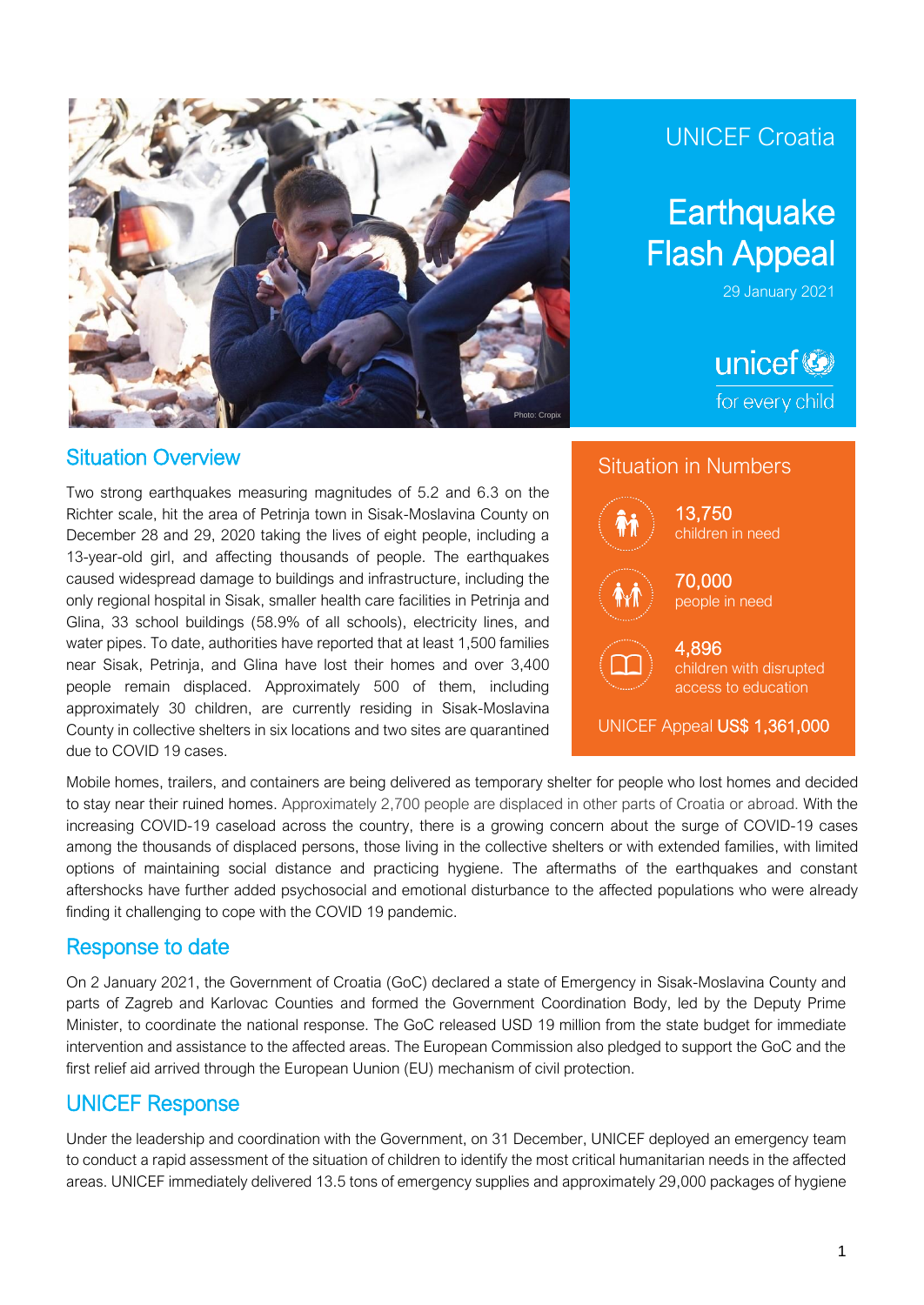UNICEF Croatia

# Earthquake Flash Appeal

29 January 2021

unicef
for every child

Photo: Cropix

## Situation Overview

Two strong earthquakes measuring magnitudes of 5.2 and 6.3 on the Richter scale, hit the area of Petrinja town in Sisak-Moslavina County on December 28 and 29, 2020 taking the lives of eight people, including a 13-year-old girl, and affecting thousands of people. The earthquakes caused widespread damage to buildings and infrastructure, including the only regional hospital in Sisak, smaller health care facilities in Petrinja and Glina, 33 school buildings (58.9% of all schools), electricity lines, and water pipes. To date, authorities have reported that at least 1,500 families near Sisak, Petrinja, and Glina have lost their homes and over 3,400 people remain displaced. Approximately 500 of them, including approximately 30 children, are currently residing in Sisak-Moslavina County in collective shelters in six locations and two sites are quarantined due to COVID 19 cases.

### Situation in Numbers

**13,750**
children in need

**70,000**
people in need

**4,896**
children with disrupted access to education

UNICEF Appeal **US$ 1,361,000**

Mobile homes, trailers, and containers are being delivered as temporary shelter for people who lost homes and decided to stay near their ruined homes. Approximately 2,700 people are displaced in other parts of Croatia or abroad. With the increasing COVID-19 caseload across the country, there is a growing concern about the surge of COVID-19 cases among the thousands of displaced persons, those living in the collective shelters or with extended families, with limited options of maintaining social distance and practicing hygiene. The aftermaths of the earthquakes and constant aftershocks have further added psychosocial and emotional disturbance to the affected populations who were already finding it challenging to cope with the COVID 19 pandemic.

## Response to date

On 2 January 2021, the Government of Croatia (GoC) declared a state of Emergency in Sisak-Moslavina County and parts of Zagreb and Karlovac Counties and formed the Government Coordination Body, led by the Deputy Prime Minister, to coordinate the national response. The GoC released USD 19 million from the state budget for immediate intervention and assistance to the affected areas. The European Commission also pledged to support the GoC and the first relief aid arrived through the European Uunion (EU) mechanism of civil protection.

## UNICEF Response

Under the leadership and coordination with the Government, on 31 December, UNICEF deployed an emergency team to conduct a rapid assessment of the situation of children to identify the most critical humanitarian needs in the affected areas. UNICEF immediately delivered 13.5 tons of emergency supplies and approximately 29,000 packages of hygiene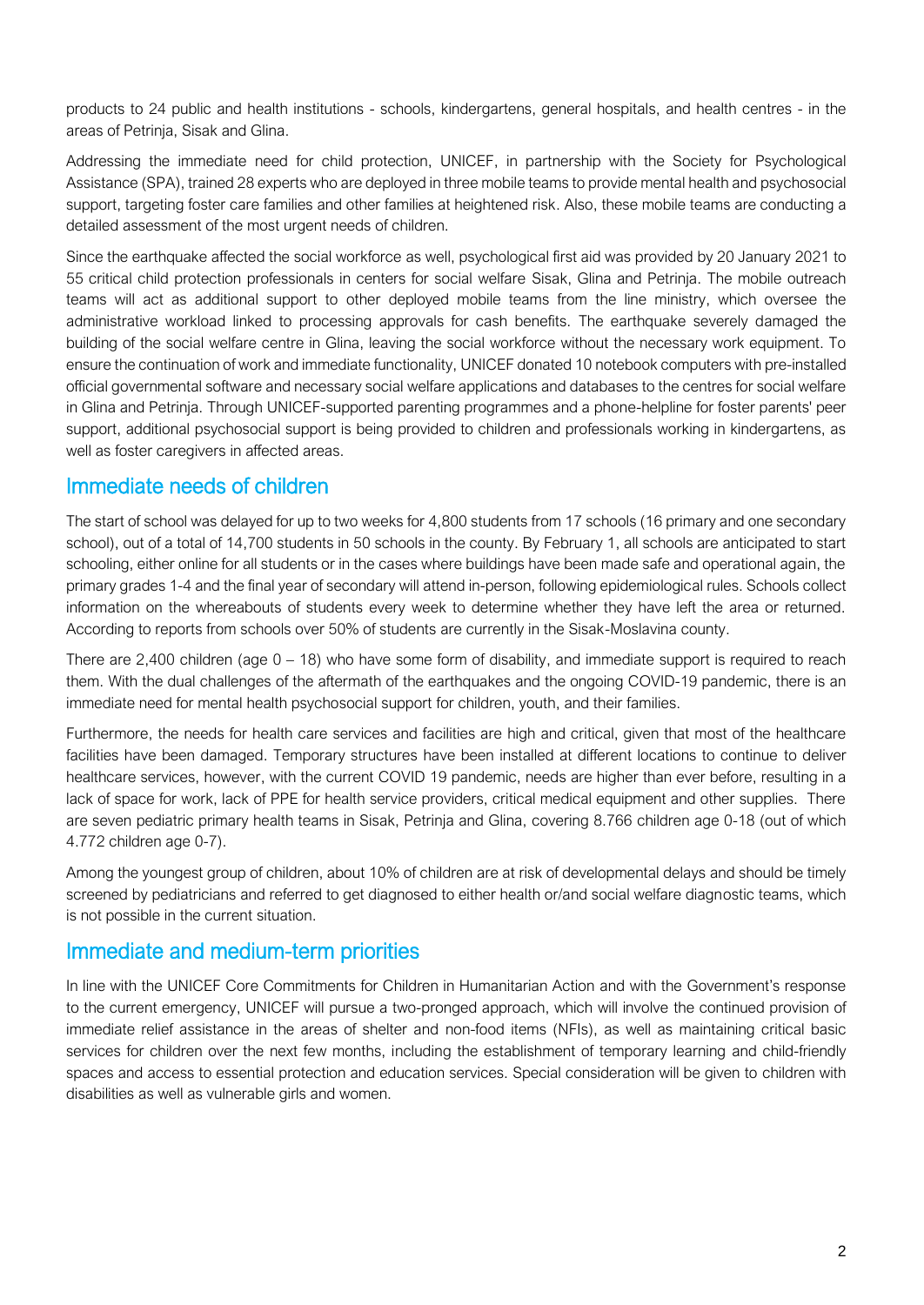products to 24 public and health institutions - schools, kindergartens, general hospitals, and health centres - in the areas of Petrinja, Sisak and Glina.

Addressing the immediate need for child protection, UNICEF, in partnership with the Society for Psychological Assistance (SPA), trained 28 experts who are deployed in three mobile teams to provide mental health and psychosocial support, targeting foster care families and other families at heightened risk. Also, these mobile teams are conducting a detailed assessment of the most urgent needs of children.

Since the earthquake affected the social workforce as well, psychological first aid was provided by 20 January 2021 to 55 critical child protection professionals in centers for social welfare Sisak, Glina and Petrinja. The mobile outreach teams will act as additional support to other deployed mobile teams from the line ministry, which oversee the administrative workload linked to processing approvals for cash benefits. The earthquake severely damaged the building of the social welfare centre in Glina, leaving the social workforce without the necessary work equipment. To ensure the continuation of work and immediate functionality, UNICEF donated 10 notebook computers with pre-installed official governmental software and necessary social welfare applications and databases to the centres for social welfare in Glina and Petrinja. Through UNICEF-supported parenting programmes and a phone-helpline for foster parents' peer support, additional psychosocial support is being provided to children and professionals working in kindergartens, as well as foster caregivers in affected areas.

## Immediate needs of children

The start of school was delayed for up to two weeks for 4,800 students from 17 schools (16 primary and one secondary school), out of a total of 14,700 students in 50 schools in the county. By February 1, all schools are anticipated to start schooling, either online for all students or in the cases where buildings have been made safe and operational again, the primary grades 1-4 and the final year of secondary will attend in-person, following epidemiological rules. Schools collect information on the whereabouts of students every week to determine whether they have left the area or returned. According to reports from schools over 50% of students are currently in the Sisak-Moslavina county.

There are 2,400 children (age 0 – 18) who have some form of disability, and immediate support is required to reach them. With the dual challenges of the aftermath of the earthquakes and the ongoing COVID-19 pandemic, there is an immediate need for mental health psychosocial support for children, youth, and their families.

Furthermore, the needs for health care services and facilities are high and critical, given that most of the healthcare facilities have been damaged. Temporary structures have been installed at different locations to continue to deliver healthcare services, however, with the current COVID 19 pandemic, needs are higher than ever before, resulting in a lack of space for work, lack of PPE for health service providers, critical medical equipment and other supplies. There are seven pediatric primary health teams in Sisak, Petrinja and Glina, covering 8.766 children age 0-18 (out of which 4.772 children age 0-7).

Among the youngest group of children, about 10% of children are at risk of developmental delays and should be timely screened by pediatricians and referred to get diagnosed to either health or/and social welfare diagnostic teams, which is not possible in the current situation.

## Immediate and medium-term priorities

In line with the UNICEF Core Commitments for Children in Humanitarian Action and with the Government's response to the current emergency, UNICEF will pursue a two-pronged approach, which will involve the continued provision of immediate relief assistance in the areas of shelter and non-food items (NFIs), as well as maintaining critical basic services for children over the next few months, including the establishment of temporary learning and child-friendly spaces and access to essential protection and education services. Special consideration will be given to children with disabilities as well as vulnerable girls and women.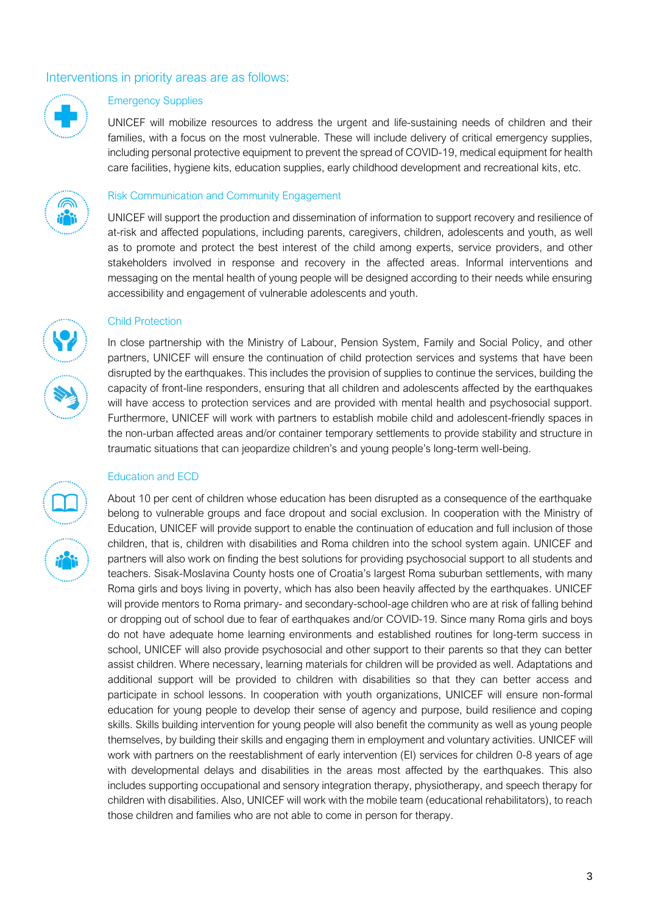## Interventions in priority areas are as follows:

### Emergency Supplies

UNICEF will mobilize resources to address the urgent and life-sustaining needs of children and their families, with a focus on the most vulnerable. These will include delivery of critical emergency supplies, including personal protective equipment to prevent the spread of COVID-19, medical equipment for health care facilities, hygiene kits, education supplies, early childhood development and recreational kits, etc.

### Risk Communication and Community Engagement

UNICEF will support the production and dissemination of information to support recovery and resilience of at-risk and affected populations, including parents, caregivers, children, adolescents and youth, as well as to promote and protect the best interest of the child among experts, service providers, and other stakeholders involved in response and recovery in the affected areas. Informal interventions and messaging on the mental health of young people will be designed according to their needs while ensuring accessibility and engagement of vulnerable adolescents and youth.

### Child Protection

In close partnership with the Ministry of Labour, Pension System, Family and Social Policy, and other partners, UNICEF will ensure the continuation of child protection services and systems that have been disrupted by the earthquakes. This includes the provision of supplies to continue the services, building the capacity of front-line responders, ensuring that all children and adolescents affected by the earthquakes will have access to protection services and are provided with mental health and psychosocial support. Furthermore, UNICEF will work with partners to establish mobile child and adolescent-friendly spaces in the non-urban affected areas and/or container temporary settlements to provide stability and structure in traumatic situations that can jeopardize children's and young people's long-term well-being.

### Education and ECD

About 10 per cent of children whose education has been disrupted as a consequence of the earthquake belong to vulnerable groups and face dropout and social exclusion. In cooperation with the Ministry of Education, UNICEF will provide support to enable the continuation of education and full inclusion of those children, that is, children with disabilities and Roma children into the school system again. UNICEF and partners will also work on finding the best solutions for providing psychosocial support to all students and teachers. Sisak-Moslavina County hosts one of Croatia's largest Roma suburban settlements, with many Roma girls and boys living in poverty, which has also been heavily affected by the earthquakes. UNICEF will provide mentors to Roma primary- and secondary-school-age children who are at risk of falling behind or dropping out of school due to fear of earthquakes and/or COVID-19. Since many Roma girls and boys do not have adequate home learning environments and established routines for long-term success in school, UNICEF will also provide psychosocial and other support to their parents so that they can better assist children. Where necessary, learning materials for children will be provided as well. Adaptations and additional support will be provided to children with disabilities so that they can better access and participate in school lessons. In cooperation with youth organizations, UNICEF will ensure non-formal education for young people to develop their sense of agency and purpose, build resilience and coping skills. Skills building intervention for young people will also benefit the community as well as young people themselves, by building their skills and engaging them in employment and voluntary activities. UNICEF will work with partners on the reestablishment of early intervention (EI) services for children 0-8 years of age with developmental delays and disabilities in the areas most affected by the earthquakes. This also includes supporting occupational and sensory integration therapy, physiotherapy, and speech therapy for children with disabilities. Also, UNICEF will work with the mobile team (educational rehabilitators), to reach those children and families who are not able to come in person for therapy.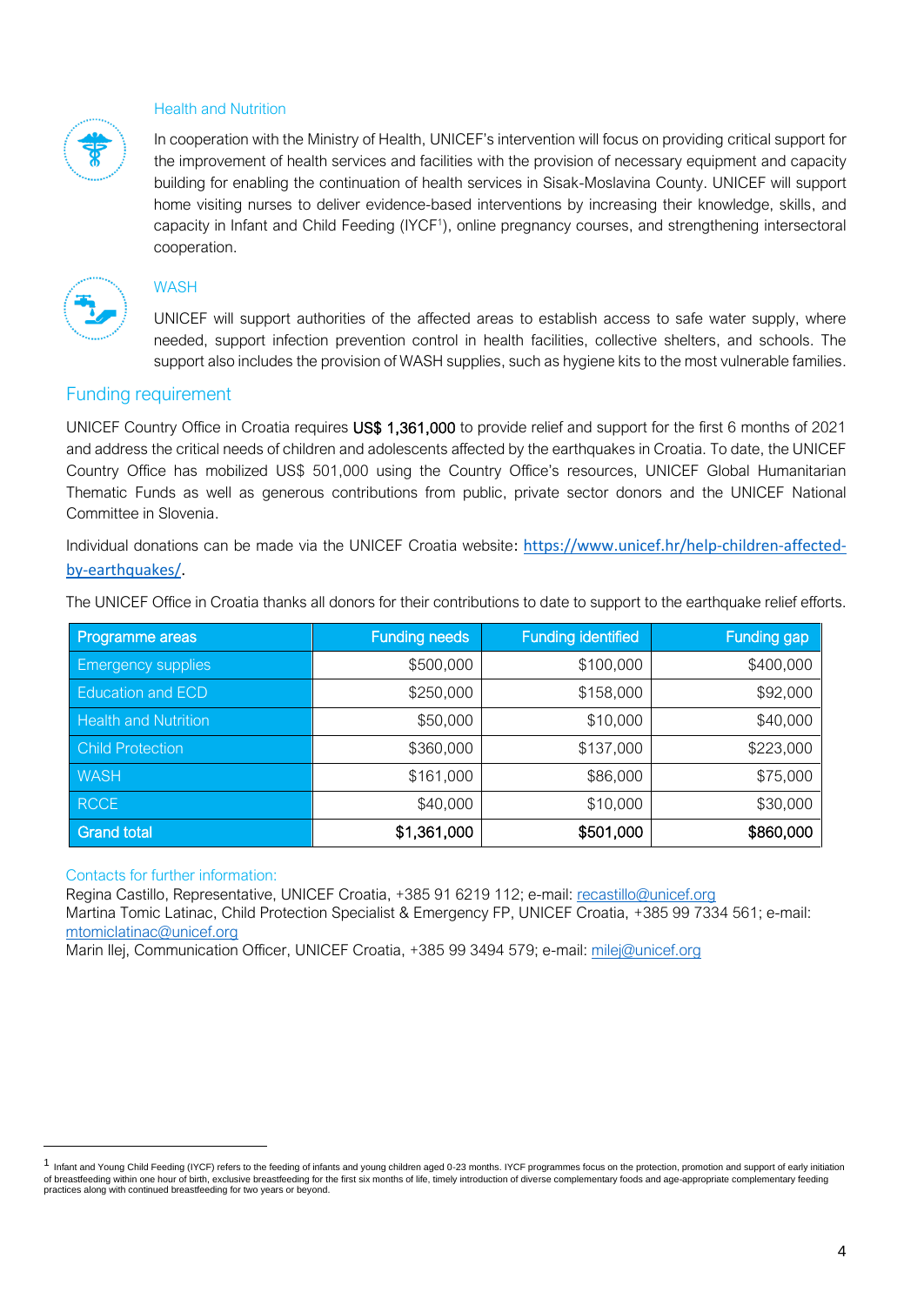### Health and Nutrition

In cooperation with the Ministry of Health, UNICEF's intervention will focus on providing critical support for the improvement of health services and facilities with the provision of necessary equipment and capacity building for enabling the continuation of health services in Sisak-Moslavina County. UNICEF will support home visiting nurses to deliver evidence-based interventions by increasing their knowledge, skills, and capacity in Infant and Child Feeding (IYCF[1]), online pregnancy courses, and strengthening intersectoral cooperation.

### WASH

UNICEF will support authorities of the affected areas to establish access to safe water supply, where needed, support infection prevention control in health facilities, collective shelters, and schools. The support also includes the provision of WASH supplies, such as hygiene kits to the most vulnerable families.

## Funding requirement

UNICEF Country Office in Croatia requires **US$ 1,361,000** to provide relief and support for the first 6 months of 2021 and address the critical needs of children and adolescents affected by the earthquakes in Croatia. To date, the UNICEF Country Office has mobilized US$ 501,000 using the Country Office's resources, UNICEF Global Humanitarian Thematic Funds as well as generous contributions from public, private sector donors and the UNICEF National Committee in Slovenia.

Individual donations can be made via the UNICEF Croatia website: https://www.unicef.hr/help-children-affected-by-earthquakes/.

The UNICEF Office in Croatia thanks all donors for their contributions to date to support to the earthquake relief efforts.

| Programme areas | Funding needs | Funding identified | Funding gap |
|---|---|---|---|
| Emergency supplies | $500,000 | $100,000 | $400,000 |
| Education and ECD | $250,000 | $158,000 | $92,000 |
| Health and Nutrition | $50,000 | $10,000 | $40,000 |
| Child Protection | $360,000 | $137,000 | $223,000 |
| WASH | $161,000 | $86,000 | $75,000 |
| RCCE | $40,000 | $10,000 | $30,000 |
| **Grand total** | **$1,361,000** | **$501,000** | **$860,000** |

Contacts for further information:

Regina Castillo, Representative, UNICEF Croatia, +385 91 6219 112; e-mail: recastillo@unicef.org
Martina Tomic Latinac, Child Protection Specialist & Emergency FP, UNICEF Croatia, +385 99 7334 561; e-mail: mtomiclatinac@unicef.org
Marin Ilej, Communication Officer, UNICEF Croatia, +385 99 3494 579; e-mail: milej@unicef.org

---

[1] Infant and Young Child Feeding (IYCF) refers to the feeding of infants and young children aged 0-23 months. IYCF programmes focus on the protection, promotion and support of early initiation of breastfeeding within one hour of birth, exclusive breastfeeding for the first six months of life, timely introduction of diverse complementary foods and age-appropriate complementary feeding practices along with continued breastfeeding for two years or beyond.